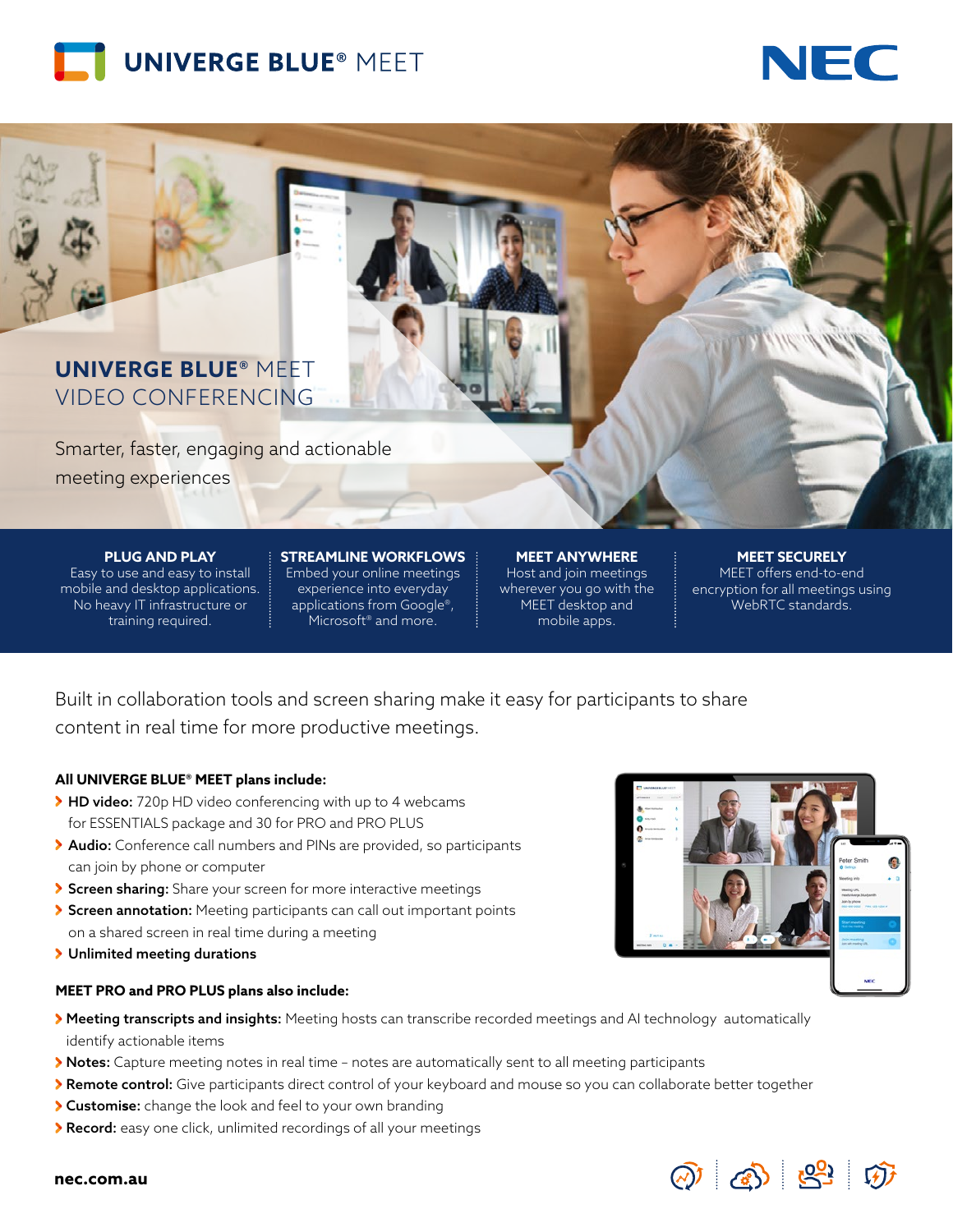# UNIVERGE BLUE® MEET

## UNIVERGE BLUE® MEET VIDEO CONFERENCING

Smarter, faster, engaging and actionable meeting experiences

**PLUG AND PLAY**
Easy to use and easy to install mobile and desktop applications. No heavy IT infrastructure or training required.

**STREAMLINE WORKFLOWS**
Embed your online meetings experience into everyday applications from Google®, Microsoft® and more.

**MEET ANYWHERE**
Host and join meetings wherever you go with the MEET desktop and mobile apps.

**MEET SECURELY**
MEET offers end-to-end encryption for all meetings using WebRTC standards.

Built in collaboration tools and screen sharing make it easy for participants to share content in real time for more productive meetings.

### All UNIVERGE BLUE® MEET plans include:

- **HD video:** 720p HD video conferencing with up to 4 webcams for ESSENTIALS package and 30 for PRO and PRO PLUS
- **Audio:** Conference call numbers and PINs are provided, so participants can join by phone or computer
- **Screen sharing:** Share your screen for more interactive meetings
- **Screen annotation:** Meeting participants can call out important points on a shared screen in real time during a meeting
- **Unlimited meeting durations**

### MEET PRO and PRO PLUS plans also include:

- **Meeting transcripts and insights:** Meeting hosts can transcribe recorded meetings and AI technology automatically identify actionable items
- **Notes:** Capture meeting notes in real time – notes are automatically sent to all meeting participants
- **Remote control:** Give participants direct control of your keyboard and mouse so you can collaborate better together
- **Customise:** change the look and feel to your own branding
- **Record:** easy one click, unlimited recordings of all your meetings

**nec.com.au**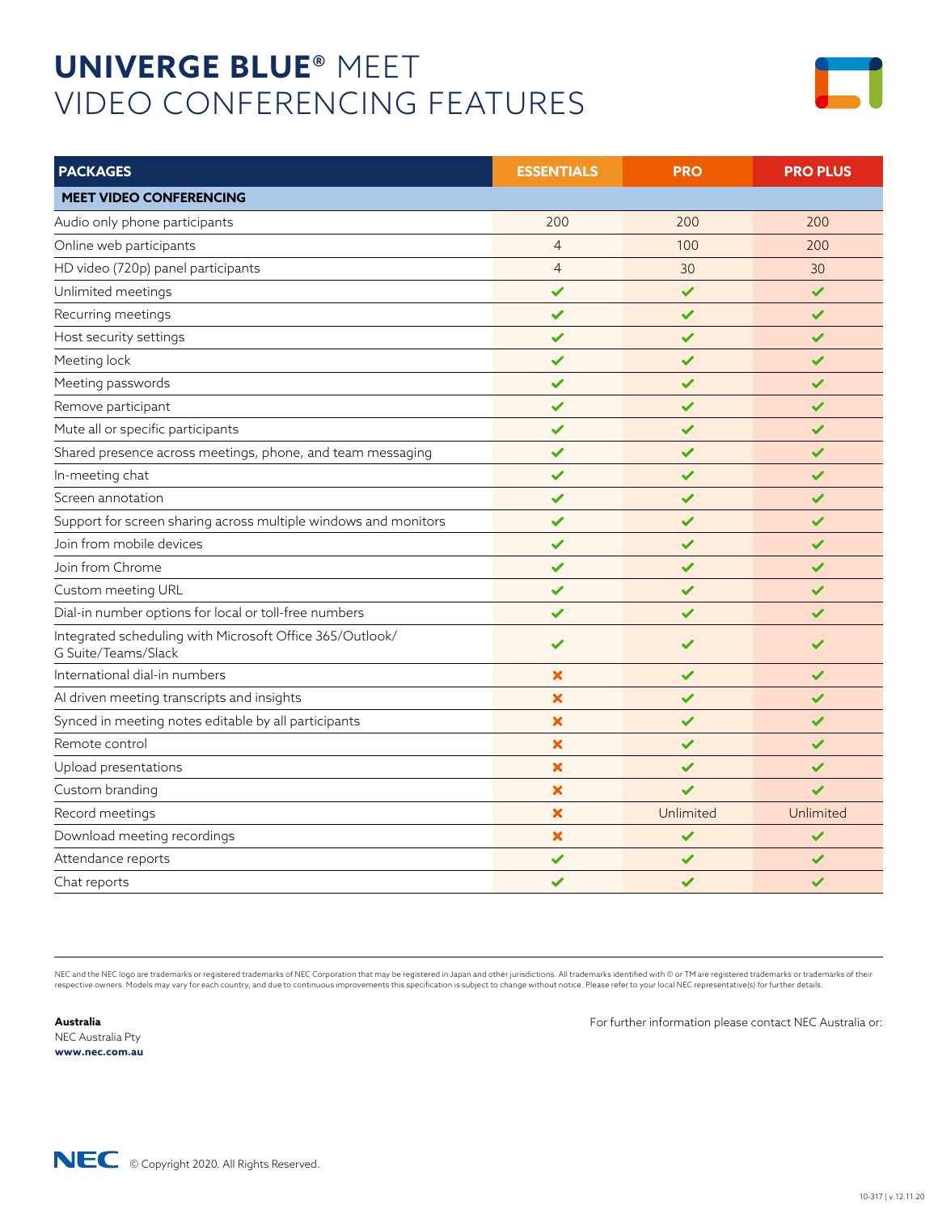# UNIVERGE BLUE® MEET VIDEO CONFERENCING FEATURES

| PACKAGES | ESSENTIALS | PRO | PRO PLUS |
|---|---|---|---|
| **MEET VIDEO CONFERENCING** | | | |
| Audio only phone participants | 200 | 200 | 200 |
| Online web participants | 4 | 100 | 200 |
| HD video (720p) panel participants | 4 | 30 | 30 |
| Unlimited meetings | ✔ | ✔ | ✔ |
| Recurring meetings | ✔ | ✔ | ✔ |
| Host security settings | ✔ | ✔ | ✔ |
| Meeting lock | ✔ | ✔ | ✔ |
| Meeting passwords | ✔ | ✔ | ✔ |
| Remove participant | ✔ | ✔ | ✔ |
| Mute all or specific participants | ✔ | ✔ | ✔ |
| Shared presence across meetings, phone, and team messaging | ✔ | ✔ | ✔ |
| In-meeting chat | ✔ | ✔ | ✔ |
| Screen annotation | ✔ | ✔ | ✔ |
| Support for screen sharing across multiple windows and monitors | ✔ | ✔ | ✔ |
| Join from mobile devices | ✔ | ✔ | ✔ |
| Join from Chrome | ✔ | ✔ | ✔ |
| Custom meeting URL | ✔ | ✔ | ✔ |
| Dial-in number options for local or toll-free numbers | ✔ | ✔ | ✔ |
| Integrated scheduling with Microsoft Office 365/Outlook/ G Suite/Teams/Slack | ✔ | ✔ | ✔ |
| International dial-in numbers | ✘ | ✔ | ✔ |
| AI driven meeting transcripts and insights | ✘ | ✔ | ✔ |
| Synced in meeting notes editable by all participants | ✘ | ✔ | ✔ |
| Remote control | ✘ | ✔ | ✔ |
| Upload presentations | ✘ | ✔ | ✔ |
| Custom branding | ✘ | ✔ | ✔ |
| Record meetings | ✘ | Unlimited | Unlimited |
| Download meeting recordings | ✘ | ✔ | ✔ |
| Attendance reports | ✔ | ✔ | ✔ |
| Chat reports | ✔ | ✔ | ✔ |

NEC and the NEC logo are trademarks or registered trademarks of NEC Corporation that may be registered in Japan and other jurisdictions. All trademarks identified with © or TM are registered trademarks or trademarks of their respective owners. Models may vary for each country, and due to continuous improvements this specification is subject to change without notice. Please refer to your local NEC representative(s) for further details.

**Australia**
NEC Australia Pty
**www.nec.com.au**

For further information please contact NEC Australia or:

© Copyright 2020. All Rights Reserved.

10-317 | v.12.11.20